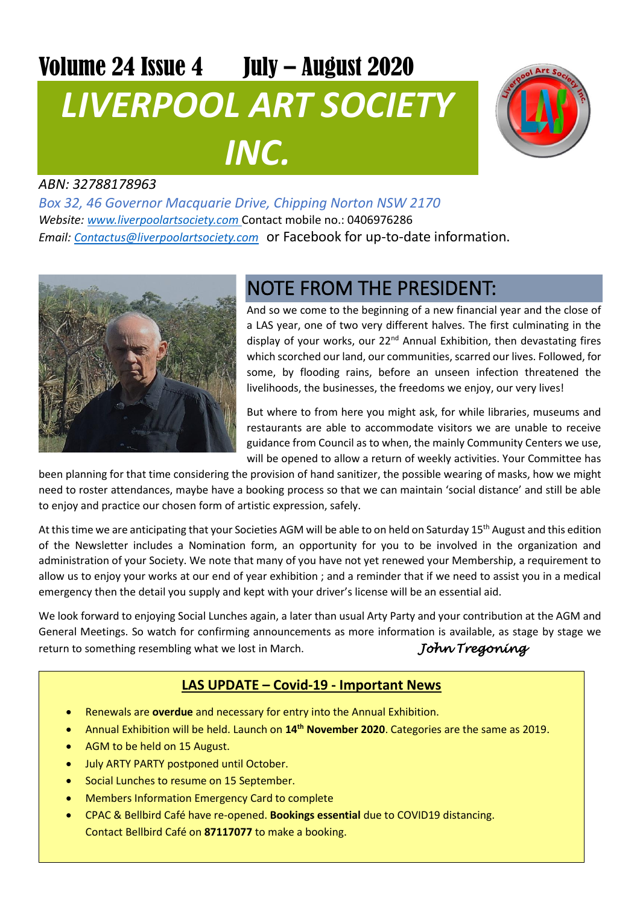Volume 24 Issue 4 July – August 2020

# *LIVERPOOL ART SOCIETY INC.*

*ABN: 32788178963*

*Box 32, 46 Governor Macquarie Drive, Chipping Norton NSW 2170*

*Website: www.liverpoolartsociety.com* Contact mobile no.: 0406976286

*Email: Contactus@liverpoolartsociety.com* or Facebook for up-to-date information.

## NOTE FROM THE PRESIDENT:

And so we come to the beginning of a new financial year and the close of a LAS year, one of two very different halves. The first culminating in the display of your works, our 22nd Annual Exhibition, then devastating fires which scorched our land, our communities, scarred our lives. Followed, for some, by flooding rains, before an unseen infection threatened the livelihoods, the businesses, the freedoms we enjoy, our very lives!

But where to from here you might ask, for while libraries, museums and restaurants are able to accommodate visitors we are unable to receive guidance from Council as to when, the mainly Community Centers we use, will be opened to allow a return of weekly activities. Your Committee has been planning for that time considering the provision of hand sanitizer, the possible wearing of masks, how we might need to roster attendances, maybe have a booking process so that we can maintain 'social distance' and still be able to enjoy and practice our chosen form of artistic expression, safely.

At this time we are anticipating that your Societies AGM will be able to on held on Saturday 15th August and this edition of the Newsletter includes a Nomination form, an opportunity for you to be involved in the organization and administration of your Society. We note that many of you have not yet renewed your Membership, a requirement to allow us to enjoy your works at our end of year exhibition ; and a reminder that if we need to assist you in a medical emergency then the detail you supply and kept with your driver's license will be an essential aid.

We look forward to enjoying Social Lunches again, a later than usual Arty Party and your contribution at the AGM and General Meetings. So watch for confirming announcements as more information is available, as stage by stage we return to something resembling what we lost in March.

*John Tregoning*

### LAS UPDATE – Covid-19 - Important News

- Renewals are **overdue** and necessary for entry into the Annual Exhibition.
- Annual Exhibition will be held. Launch on **14th November 2020**. Categories are the same as 2019.
- AGM to be held on 15 August.
- July ARTY PARTY postponed until October.
- Social Lunches to resume on 15 September.
- Members Information Emergency Card to complete
- CPAC & Bellbird Café have re-opened. **Bookings essential** due to COVID19 distancing. Contact Bellbird Café on **87117077** to make a booking.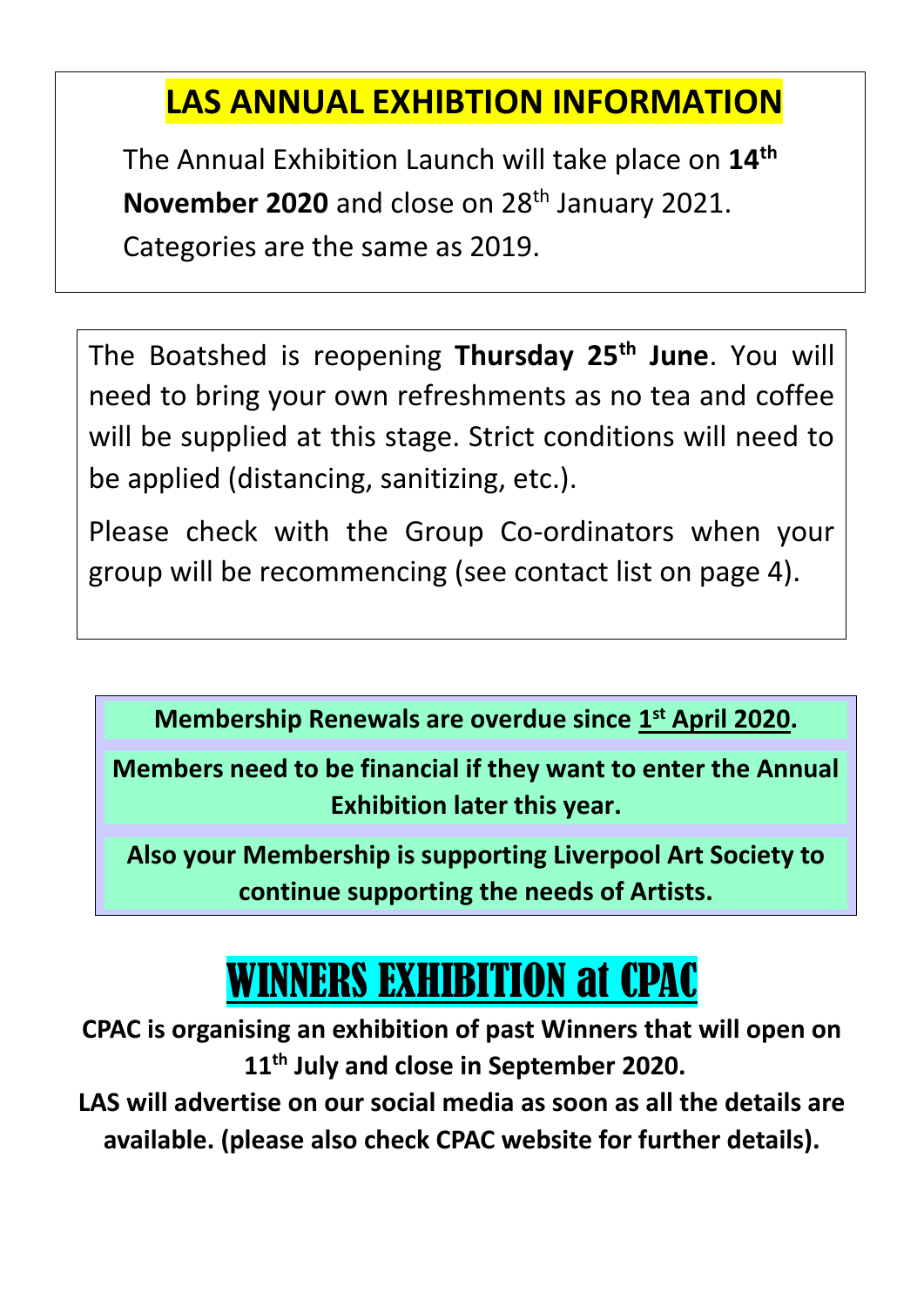## LAS ANNUAL EXHIBTION INFORMATION

The Annual Exhibition Launch will take place on **14th November 2020** and close on 28th January 2021. Categories are the same as 2019.

The Boatshed is reopening **Thursday 25th June**. You will need to bring your own refreshments as no tea and coffee will be supplied at this stage. Strict conditions will need to be applied (distancing, sanitizing, etc.).

Please check with the Group Co-ordinators when your group will be recommencing (see contact list on page 4).

**Membership Renewals are overdue since 1st April 2020.**

**Members need to be financial if they want to enter the Annual Exhibition later this year.**

**Also your Membership is supporting Liverpool Art Society to continue supporting the needs of Artists.**

# WINNERS EXHIBITION at CPAC

**CPAC is organising an exhibition of past Winners that will open on 11th July and close in September 2020.**

**LAS will advertise on our social media as soon as all the details are available. (please also check CPAC website for further details).**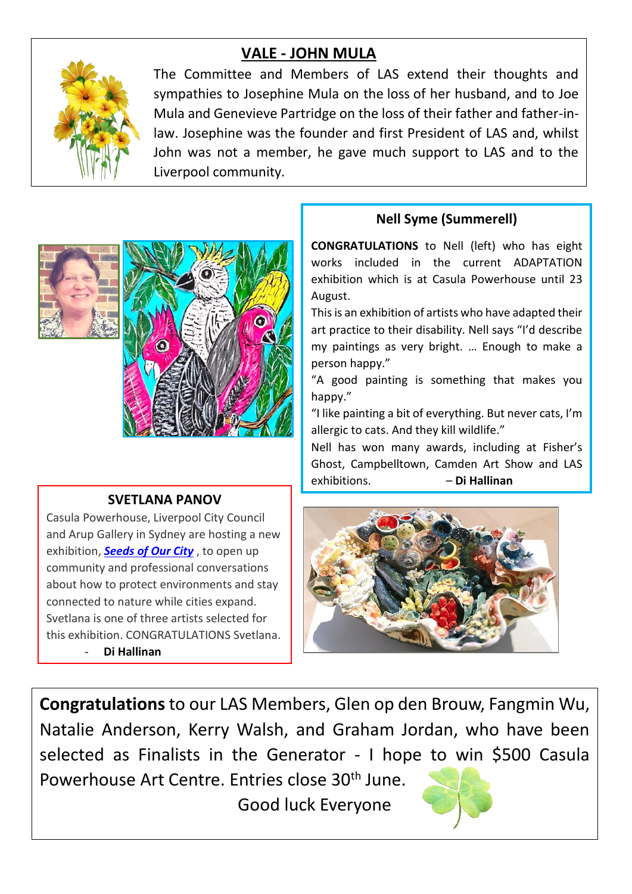## VALE - JOHN MULA

The Committee and Members of LAS extend their thoughts and sympathies to Josephine Mula on the loss of her husband, and to Joe Mula and Genevieve Partridge on the loss of their father and father-in-law. Josephine was the founder and first President of LAS and, whilst John was not a member, he gave much support to LAS and to the Liverpool community.

## Nell Syme (Summerell)

**CONGRATULATIONS** to Nell (left) who has eight works included in the current ADAPTATION exhibition which is at Casula Powerhouse until 23 August.

This is an exhibition of artists who have adapted their art practice to their disability. Nell says "I'd describe my paintings as very bright. … Enough to make a person happy."

"A good painting is something that makes you happy."

"I like painting a bit of everything. But never cats, I'm allergic to cats. And they kill wildlife."

Nell has won many awards, including at Fisher's Ghost, Campbelltown, Camden Art Show and LAS exhibitions. – **Di Hallinan**

## SVETLANA PANOV

Casula Powerhouse, Liverpool City Council and Arup Gallery in Sydney are hosting a new exhibition, ***Seeds of Our City***, to open up community and professional conversations about how to protect environments and stay connected to nature while cities expand. Svetlana is one of three artists selected for this exhibition. CONGRATULATIONS Svetlana.

- **Di Hallinan**

**Congratulations** to our LAS Members, Glen op den Brouw, Fangmin Wu, Natalie Anderson, Kerry Walsh, and Graham Jordan, who have been selected as Finalists in the Generator - I hope to win $500 Casula Powerhouse Art Centre. Entries close 30th June.

Good luck Everyone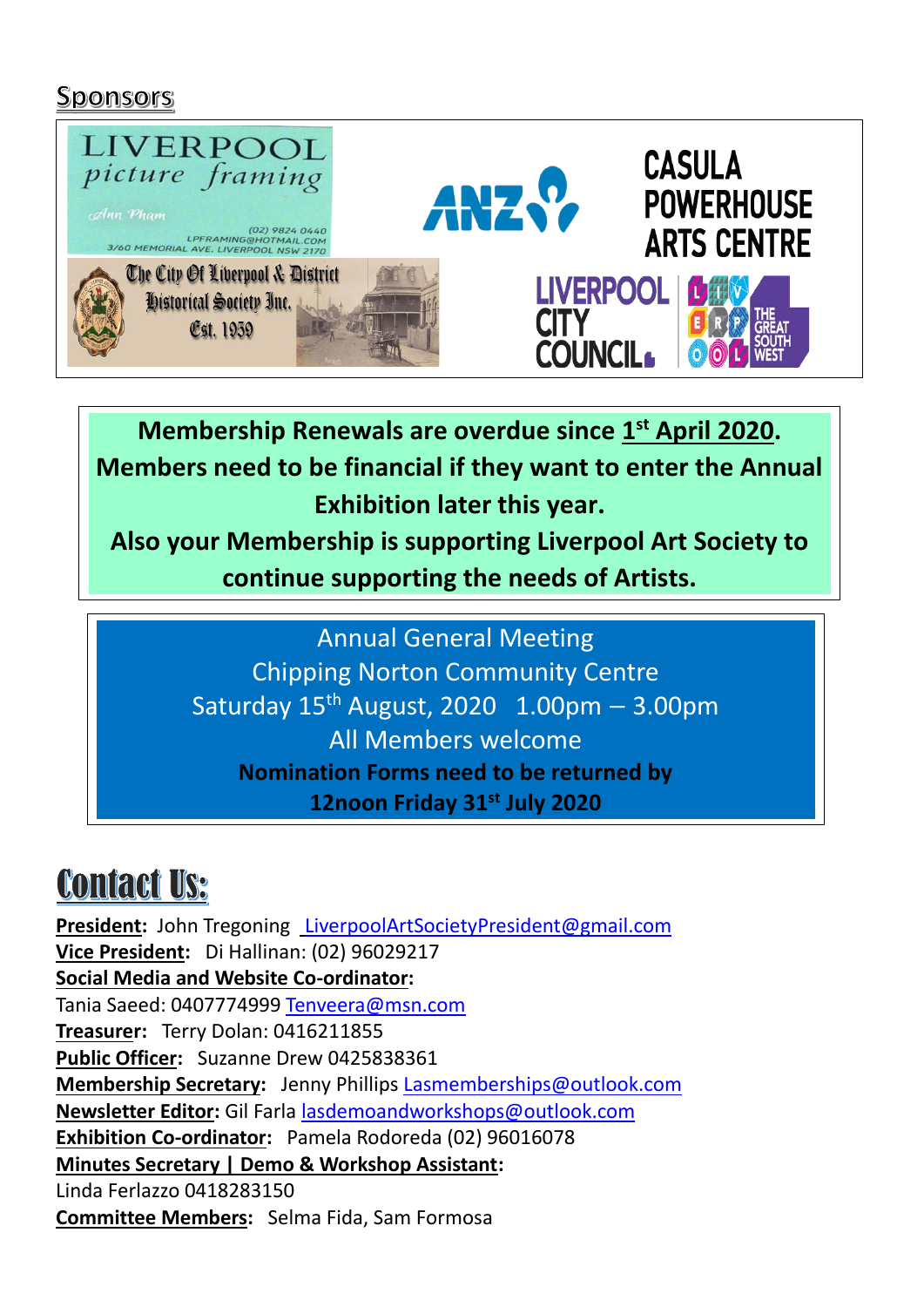## Sponsors

LIVERPOOL picture framing
Ann Pham
(02) 9824 0440
LPFRAMING@HOTMAIL.COM
3/60 MEMORIAL AVE. LIVERPOOL NSW 2170

The City Of Liverpool & District Historical Society Inc. Est. 1959

ANZ

CASULA POWERHOUSE ARTS CENTRE

LIVERPOOL CITY COUNCIL

THE GREAT SOUTH WEST

**Membership Renewals are overdue since <u>1st April 2020</u>.**
**Members need to be financial if they want to enter the Annual Exhibition later this year.**
**Also your Membership is supporting Liverpool Art Society to continue supporting the needs of Artists.**

Annual General Meeting
Chipping Norton Community Centre
Saturday 15th August, 2020 1.00pm – 3.00pm
All Members welcome
**Nomination Forms need to be returned by**
**12noon Friday 31st July 2020**

# Contact Us:

**President:** John Tregoning LiverpoolArtSocietyPresident@gmail.com
**Vice President:** Di Hallinan: (02) 96029217
**Social Media and Website Co-ordinator:**
Tania Saeed: 0407774999 Tenveera@msn.com
**Treasurer:** Terry Dolan: 0416211855
**Public Officer:** Suzanne Drew 0425838361
**Membership Secretary:** Jenny Phillips Lasmemberships@outlook.com
**Newsletter Editor:** Gil Farla lasdemoandworkshops@outlook.com
**Exhibition Co-ordinator:** Pamela Rodoreda (02) 96016078
**Minutes Secretary | Demo & Workshop Assistant:**
Linda Ferlazzo 0418283150
**Committee Members:** Selma Fida, Sam Formosa